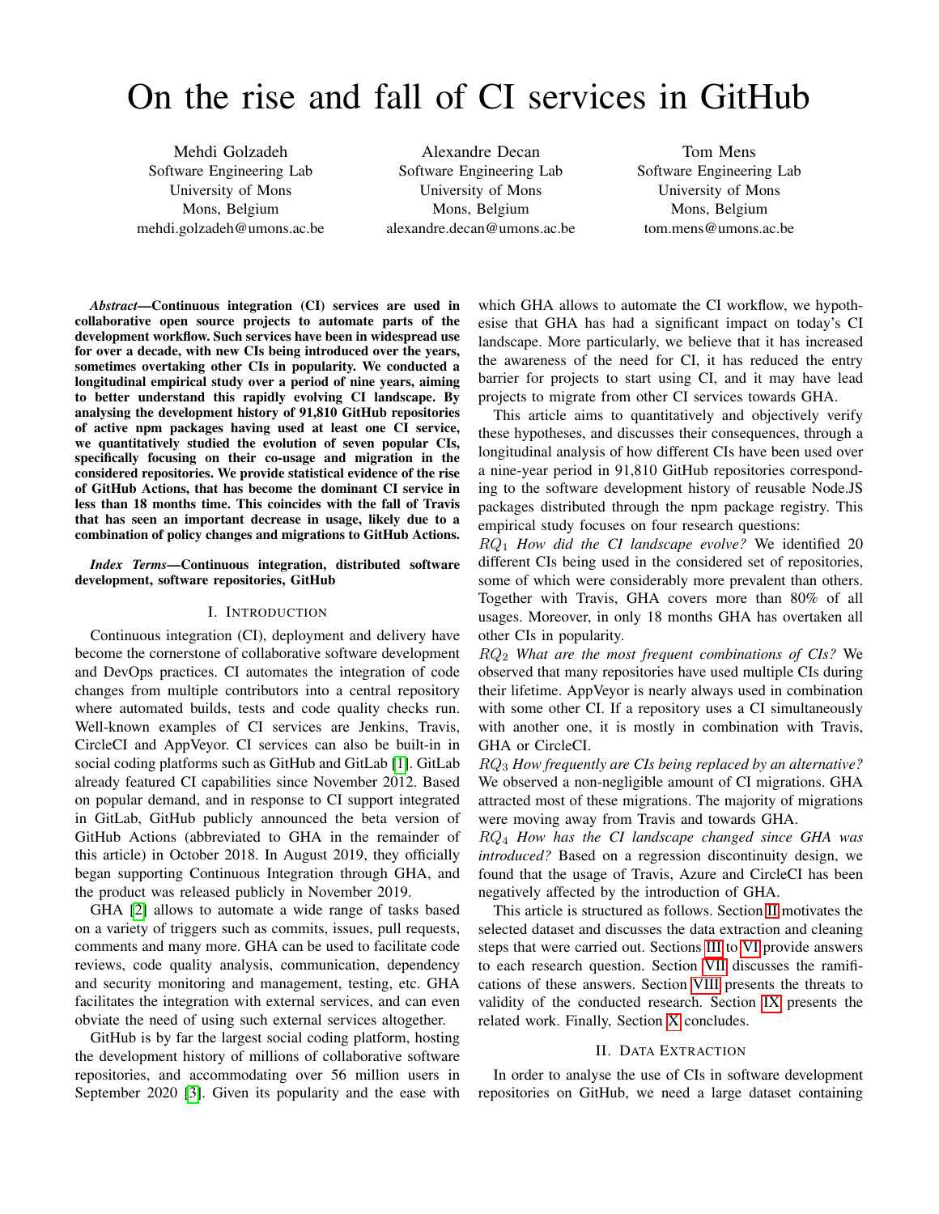# On the rise and fall of CI services in GitHub

Mehdi Golzadeh
Software Engineering Lab
University of Mons
Mons, Belgium
mehdi.golzadeh@umons.ac.be

Alexandre Decan
Software Engineering Lab
University of Mons
Mons, Belgium
alexandre.decan@umons.ac.be

Tom Mens
Software Engineering Lab
University of Mons
Mons, Belgium
tom.mens@umons.ac.be

***Abstract*—Continuous integration (CI) services are used in collaborative open source projects to automate parts of the development workflow. Such services have been in widespread use for over a decade, with new CIs being introduced over the years, sometimes overtaking other CIs in popularity. We conducted a longitudinal empirical study over a period of nine years, aiming to better understand this rapidly evolving CI landscape. By analysing the development history of 91,810 GitHub repositories of active npm packages having used at least one CI service, we quantitatively studied the evolution of seven popular CIs, specifically focusing on their co-usage and migration in the considered repositories. We provide statistical evidence of the rise of GitHub Actions, that has become the dominant CI service in less than 18 months time. This coincides with the fall of Travis that has seen an important decrease in usage, likely due to a combination of policy changes and migrations to GitHub Actions.**

***Index Terms*—Continuous integration, distributed software development, software repositories, GitHub**

## I. Introduction

Continuous integration (CI), deployment and delivery have become the cornerstone of collaborative software development and DevOps practices. CI automates the integration of code changes from multiple contributors into a central repository where automated builds, tests and code quality checks run. Well-known examples of CI services are Jenkins, Travis, CircleCI and AppVeyor. CI services can also be built-in in social coding platforms such as GitHub and GitLab [1]. GitLab already featured CI capabilities since November 2012. Based on popular demand, and in response to CI support integrated in GitLab, GitHub publicly announced the beta version of GitHub Actions (abbreviated to GHA in the remainder of this article) in October 2018. In August 2019, they officially began supporting Continuous Integration through GHA, and the product was released publicly in November 2019.

GHA [2] allows to automate a wide range of tasks based on a variety of triggers such as commits, issues, pull requests, comments and many more. GHA can be used to facilitate code reviews, code quality analysis, communication, dependency and security monitoring and management, testing, etc. GHA facilitates the integration with external services, and can even obviate the need of using such external services altogether.

GitHub is by far the largest social coding platform, hosting the development history of millions of collaborative software repositories, and accommodating over 56 million users in September 2020 [3]. Given its popularity and the ease with which GHA allows to automate the CI workflow, we hypothesise that GHA has had a significant impact on today's CI landscape. More particularly, we believe that it has increased the awareness of the need for CI, it has reduced the entry barrier for projects to start using CI, and it may have lead projects to migrate from other CI services towards GHA.

This article aims to quantitatively and objectively verify these hypotheses, and discusses their consequences, through a longitudinal analysis of how different CIs have been used over a nine-year period in 91,810 GitHub repositories corresponding to the software development history of reusable Node.JS packages distributed through the npm package registry. This empirical study focuses on four research questions:

$RQ_1$ *How did the CI landscape evolve?* We identified 20 different CIs being used in the considered set of repositories, some of which were considerably more prevalent than others. Together with Travis, GHA covers more than 80% of all usages. Moreover, in only 18 months GHA has overtaken all other CIs in popularity.

$RQ_2$ *What are the most frequent combinations of CIs?* We observed that many repositories have used multiple CIs during their lifetime. AppVeyor is nearly always used in combination with some other CI. If a repository uses a CI simultaneously with another one, it is mostly in combination with Travis, GHA or CircleCI.

$RQ_3$ *How frequently are CIs being replaced by an alternative?* We observed a non-negligible amount of CI migrations. GHA attracted most of these migrations. The majority of migrations were moving away from Travis and towards GHA.

$RQ_4$ *How has the CI landscape changed since GHA was introduced?* Based on a regression discontinuity design, we found that the usage of Travis, Azure and CircleCI has been negatively affected by the introduction of GHA.

This article is structured as follows. Section II motivates the selected dataset and discusses the data extraction and cleaning steps that were carried out. Sections III to VI provide answers to each research question. Section VII discusses the ramifications of these answers. Section VIII presents the threats to validity of the conducted research. Section IX presents the related work. Finally, Section X concludes.

## II. Data Extraction

In order to analyse the use of CIs in software development repositories on GitHub, we need a large dataset containing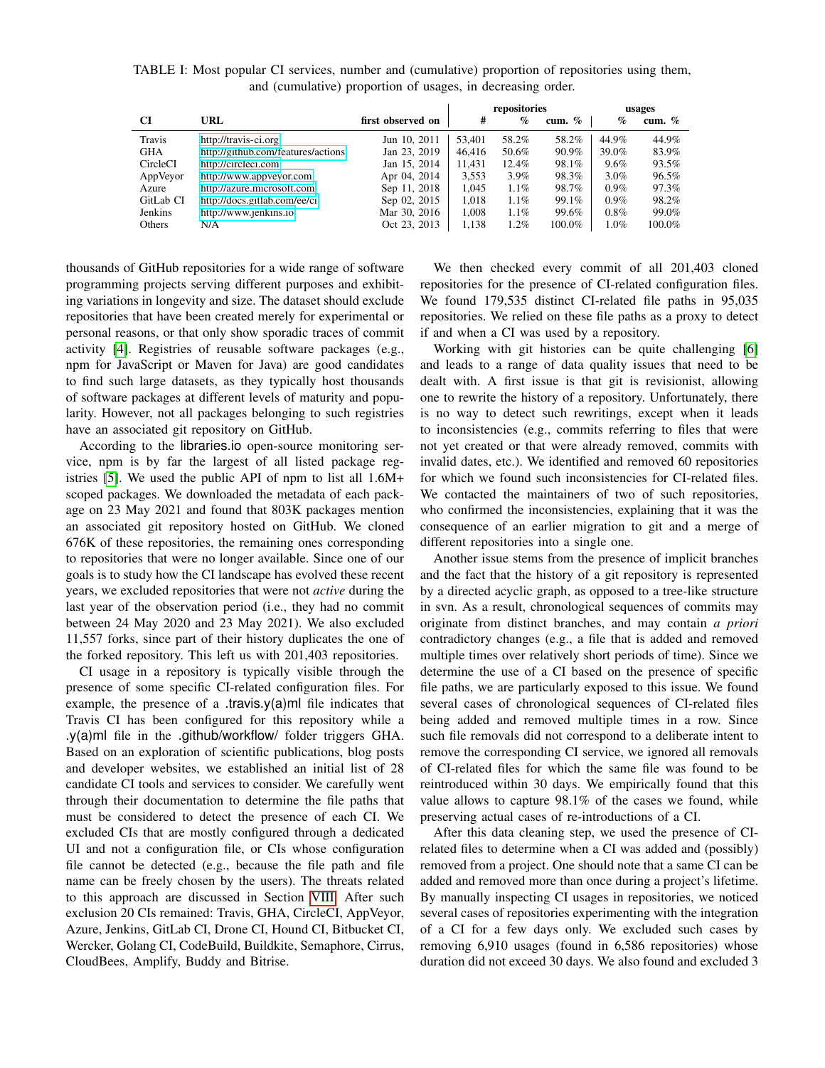TABLE I: Most popular CI services, number and (cumulative) proportion of repositories using them, and (cumulative) proportion of usages, in decreasing order.

| CI | URL | first observed on | repositories | | | usages | |
|---|---|---|---|---|---|---|---|
| | | | # | % | cum. % | % | cum. % |
| Travis | http://travis-ci.org | Jun 10, 2011 | 53,401 | 58.2% | 58.2% | 44.9% | 44.9% |
| GHA | http://github.com/features/actions | Jan 23, 2019 | 46,416 | 50.6% | 90.9% | 39.0% | 83.9% |
| CircleCI | http://circleci.com | Jan 15, 2014 | 11,431 | 12.4% | 98.1% | 9.6% | 93.5% |
| AppVeyor | http://www.appveyor.com | Apr 04, 2014 | 3,553 | 3.9% | 98.3% | 3.0% | 96.5% |
| Azure | http://azure.microsoft.com | Sep 11, 2018 | 1,045 | 1.1% | 98.7% | 0.9% | 97.3% |
| GitLab CI | http://docs.gitlab.com/ee/ci | Sep 02, 2015 | 1,018 | 1.1% | 99.1% | 0.9% | 98.2% |
| Jenkins | http://www.jenkins.io | Mar 30, 2016 | 1,008 | 1.1% | 99.6% | 0.8% | 99.0% |
| Others | N/A | Oct 23, 2013 | 1,138 | 1.2% | 100.0% | 1.0% | 100.0% |

thousands of GitHub repositories for a wide range of software programming projects serving different purposes and exhibiting variations in longevity and size. The dataset should exclude repositories that have been created merely for experimental or personal reasons, or that only show sporadic traces of commit activity [4]. Registries of reusable software packages (e.g., npm for JavaScript or Maven for Java) are good candidates to find such large datasets, as they typically host thousands of software packages at different levels of maturity and popularity. However, not all packages belonging to such registries have an associated git repository on GitHub.

According to the libraries.io open-source monitoring service, npm is by far the largest of all listed package registries [5]. We used the public API of npm to list all 1.6M+ scoped packages. We downloaded the metadata of each package on 23 May 2021 and found that 803K packages mention an associated git repository hosted on GitHub. We cloned 676K of these repositories, the remaining ones corresponding to repositories that were no longer available. Since one of our goals is to study how the CI landscape has evolved these recent years, we excluded repositories that were not *active* during the last year of the observation period (i.e., they had no commit between 24 May 2020 and 23 May 2021). We also excluded 11,557 forks, since part of their history duplicates the one of the forked repository. This left us with 201,403 repositories.

CI usage in a repository is typically visible through the presence of some specific CI-related configuration files. For example, the presence of a .travis.y(a)ml file indicates that Travis CI has been configured for this repository while a .y(a)ml file in the .github/workflow/ folder triggers GHA. Based on an exploration of scientific publications, blog posts and developer websites, we established an initial list of 28 candidate CI tools and services to consider. We carefully went through their documentation to determine the file paths that must be considered to detect the presence of each CI. We excluded CIs that are mostly configured through a dedicated UI and not a configuration file, or CIs whose configuration file cannot be detected (e.g., because the file path and file name can be freely chosen by the users). The threats related to this approach are discussed in Section VIII. After such exclusion 20 CIs remained: Travis, GHA, CircleCI, AppVeyor, Azure, Jenkins, GitLab CI, Drone CI, Hound CI, Bitbucket CI, Wercker, Golang CI, CodeBuild, Buildkite, Semaphore, Cirrus, CloudBees, Amplify, Buddy and Bitrise.

We then checked every commit of all 201,403 cloned repositories for the presence of CI-related configuration files. We found 179,535 distinct CI-related file paths in 95,035 repositories. We relied on these file paths as a proxy to detect if and when a CI was used by a repository.

Working with git histories can be quite challenging [6] and leads to a range of data quality issues that need to be dealt with. A first issue is that git is revisionist, allowing one to rewrite the history of a repository. Unfortunately, there is no way to detect such rewritings, except when it leads to inconsistencies (e.g., commits referring to files that were not yet created or that were already removed, commits with invalid dates, etc.). We identified and removed 60 repositories for which we found such inconsistencies for CI-related files. We contacted the maintainers of two of such repositories, who confirmed the inconsistencies, explaining that it was the consequence of an earlier migration to git and a merge of different repositories into a single one.

Another issue stems from the presence of implicit branches and the fact that the history of a git repository is represented by a directed acyclic graph, as opposed to a tree-like structure in svn. As a result, chronological sequences of commits may originate from distinct branches, and may contain *a priori* contradictory changes (e.g., a file that is added and removed multiple times over relatively short periods of time). Since we determine the use of a CI based on the presence of specific file paths, we are particularly exposed to this issue. We found several cases of chronological sequences of CI-related files being added and removed multiple times in a row. Since such file removals did not correspond to a deliberate intent to remove the corresponding CI service, we ignored all removals of CI-related files for which the same file was found to be reintroduced within 30 days. We empirically found that this value allows to capture 98.1% of the cases we found, while preserving actual cases of re-introductions of a CI.

After this data cleaning step, we used the presence of CI-related files to determine when a CI was added and (possibly) removed from a project. One should note that a same CI can be added and removed more than once during a project's lifetime. By manually inspecting CI usages in repositories, we noticed several cases of repositories experimenting with the integration of a CI for a few days only. We excluded such cases by removing 6,910 usages (found in 6,586 repositories) whose duration did not exceed 30 days. We also found and excluded 3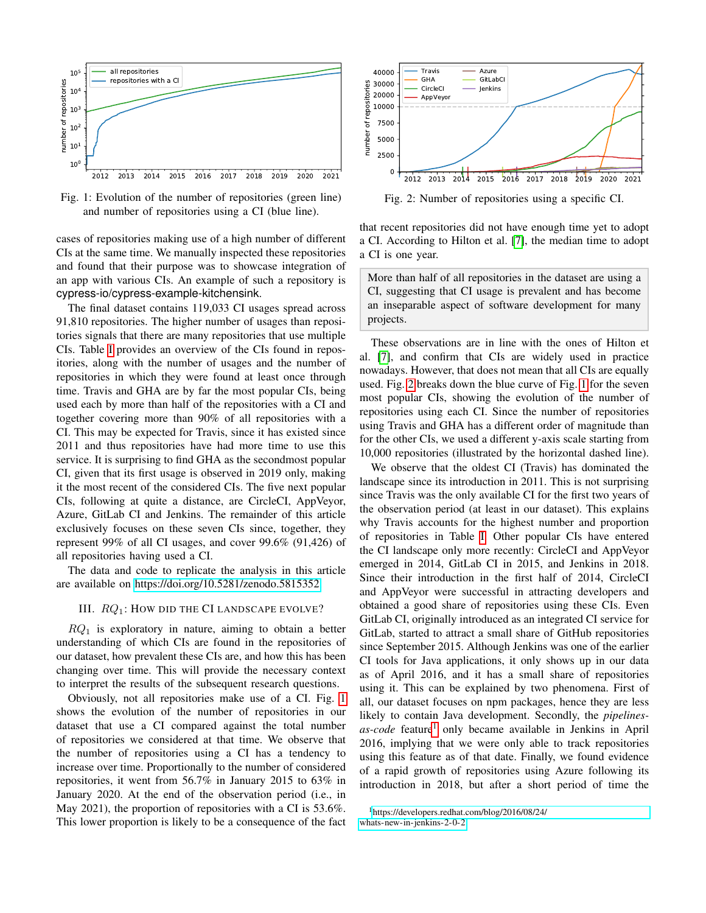Fig. 1: Evolution of the number of repositories (green line) and number of repositories using a CI (blue line).

Fig. 2: Number of repositories using a specific CI.

cases of repositories making use of a high number of different CIs at the same time. We manually inspected these repositories and found that their purpose was to showcase integration of an app with various CIs. An example of such a repository is cypress-io/cypress-example-kitchensink.

The final dataset contains 119,033 CI usages spread across 91,810 repositories. The higher number of usages than repositories signals that there are many repositories that use multiple CIs. Table I provides an overview of the CIs found in repositories, along with the number of usages and the number of repositories in which they were found at least once through time. Travis and GHA are by far the most popular CIs, being used each by more than half of the repositories with a CI and together covering more than 90% of all repositories with a CI. This may be expected for Travis, since it has existed since 2011 and thus repositories have had more time to use this service. It is surprising to find GHA as the secondmost popular CI, given that its first usage is observed in 2019 only, making it the most recent of the considered CIs. The five next popular CIs, following at quite a distance, are CircleCI, AppVeyor, Azure, GitLab CI and Jenkins. The remainder of this article exclusively focuses on these seven CIs since, together, they represent 99% of all CI usages, and cover 99.6% (91,426) of all repositories having used a CI.

The data and code to replicate the analysis in this article are available on https://doi.org/10.5281/zenodo.5815352

## III. $RQ_1$: How did the CI landscape evolve?

$RQ_1$ is exploratory in nature, aiming to obtain a better understanding of which CIs are found in the repositories of our dataset, how prevalent these CIs are, and how this has been changing over time. This will provide the necessary context to interpret the results of the subsequent research questions.

Obviously, not all repositories make use of a CI. Fig. 1 shows the evolution of the number of repositories in our dataset that use a CI compared against the total number of repositories we considered at that time. We observe that the number of repositories using a CI has a tendency to increase over time. Proportionally to the number of considered repositories, it went from 56.7% in January 2015 to 63% in January 2020. At the end of the observation period (i.e., in May 2021), the proportion of repositories with a CI is 53.6%. This lower proportion is likely to be a consequence of the fact that recent repositories did not have enough time yet to adopt a CI. According to Hilton et al. [7], the median time to adopt a CI is one year.

> More than half of all repositories in the dataset are using a CI, suggesting that CI usage is prevalent and has become an inseparable aspect of software development for many projects.

These observations are in line with the ones of Hilton et al. [7], and confirm that CIs are widely used in practice nowadays. However, that does not mean that all CIs are equally used. Fig. 2 breaks down the blue curve of Fig. 1 for the seven most popular CIs, showing the evolution of the number of repositories using each CI. Since the number of repositories using Travis and GHA has a different order of magnitude than for the other CIs, we used a different y-axis scale starting from 10,000 repositories (illustrated by the horizontal dashed line).

We observe that the oldest CI (Travis) has dominated the landscape since its introduction in 2011. This is not surprising since Travis was the only available CI for the first two years of the observation period (at least in our dataset). This explains why Travis accounts for the highest number and proportion of repositories in Table I. Other popular CIs have entered the CI landscape only more recently: CircleCI and AppVeyor emerged in 2014, GitLab CI in 2015, and Jenkins in 2018. Since their introduction in the first half of 2014, CircleCI and AppVeyor were successful in attracting developers and obtained a good share of repositories using these CIs. Even GitLab CI, originally introduced as an integrated CI service for GitLab, started to attract a small share of GitHub repositories since September 2015. Although Jenkins was one of the earlier CI tools for Java applications, it only shows up in our data as of April 2016, and it has a small share of repositories using it. This can be explained by two phenomena. First of all, our dataset focuses on npm packages, hence they are less likely to contain Java development. Secondly, the *pipelines-as-code* feature[1] only became available in Jenkins in April 2016, implying that we were only able to track repositories using this feature as of that date. Finally, we found evidence of a rapid growth of repositories using Azure following its introduction in 2018, but after a short period of time the

[1] https://developers.redhat.com/blog/2016/08/24/whats-new-in-jenkins-2-0-2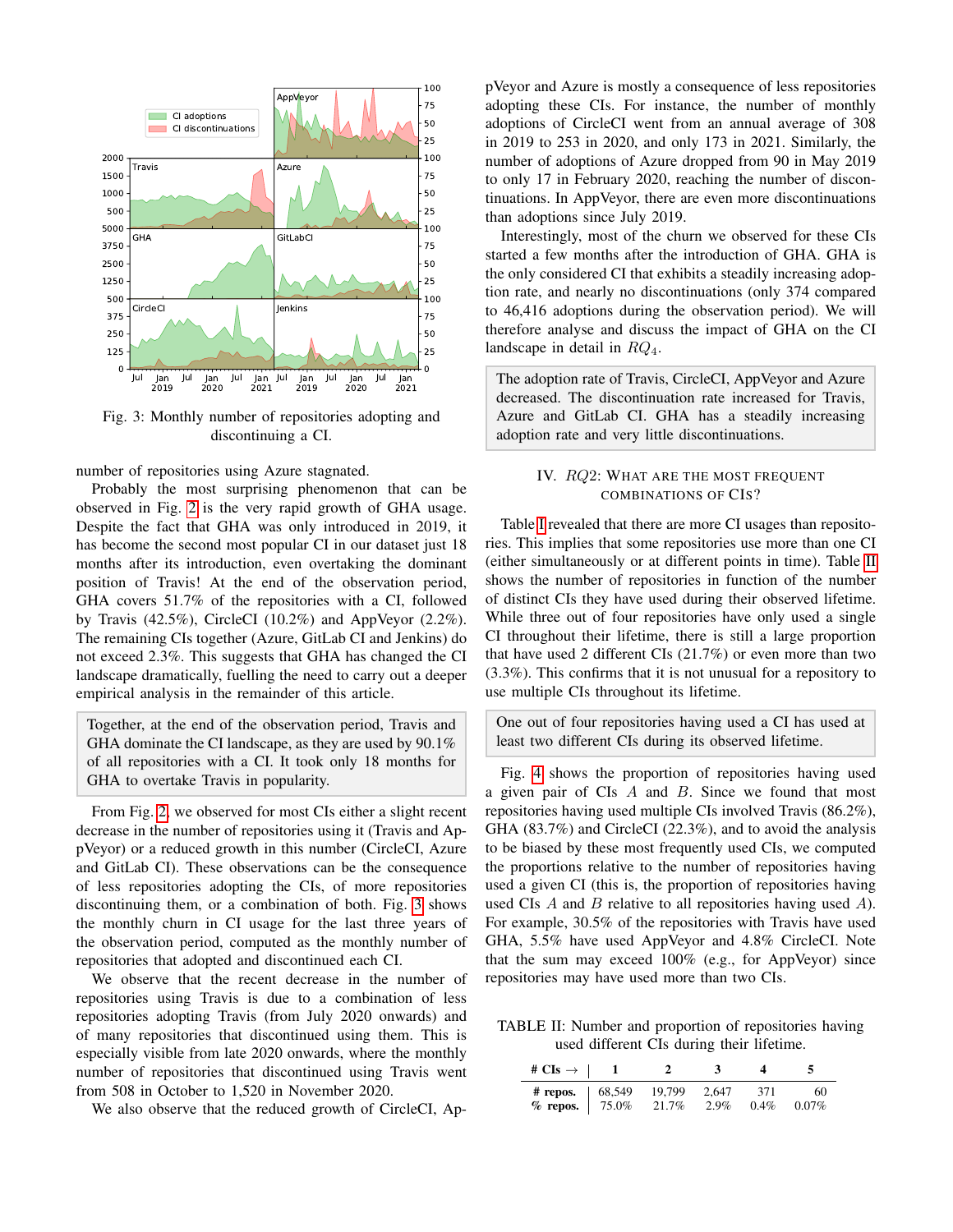Fig. 3: Monthly number of repositories adopting and discontinuing a CI.

number of repositories using Azure stagnated.

Probably the most surprising phenomenon that can be observed in Fig. 2 is the very rapid growth of GHA usage. Despite the fact that GHA was only introduced in 2019, it has become the second most popular CI in our dataset just 18 months after its introduction, even overtaking the dominant position of Travis! At the end of the observation period, GHA covers 51.7% of the repositories with a CI, followed by Travis (42.5%), CircleCI (10.2%) and AppVeyor (2.2%). The remaining CIs together (Azure, GitLab CI and Jenkins) do not exceed 2.3%. This suggests that GHA has changed the CI landscape dramatically, fuelling the need to carry out a deeper empirical analysis in the remainder of this article.

> Together, at the end of the observation period, Travis and GHA dominate the CI landscape, as they are used by 90.1% of all repositories with a CI. It took only 18 months for GHA to overtake Travis in popularity.

From Fig. 2, we observed for most CIs either a slight recent decrease in the number of repositories using it (Travis and AppVeyor) or a reduced growth in this number (CircleCI, Azure and GitLab CI). These observations can be the consequence of less repositories adopting the CIs, of more repositories discontinuing them, or a combination of both. Fig. 3 shows the monthly churn in CI usage for the last three years of the observation period, computed as the monthly number of repositories that adopted and discontinued each CI.

We observe that the recent decrease in the number of repositories using Travis is due to a combination of less repositories adopting Travis (from July 2020 onwards) and of many repositories that discontinued using them. This is especially visible from late 2020 onwards, where the monthly number of repositories that discontinued using Travis went from 508 in October to 1,520 in November 2020.

We also observe that the reduced growth of CircleCI, AppVeyor and Azure is mostly a consequence of less repositories adopting these CIs. For instance, the number of monthly adoptions of CircleCI went from an annual average of 308 in 2019 to 253 in 2020, and only 173 in 2021. Similarly, the number of adoptions of Azure dropped from 90 in May 2019 to only 17 in February 2020, reaching the number of discontinuations. In AppVeyor, there are even more discontinuations than adoptions since July 2019.

Interestingly, most of the churn we observed for these CIs started a few months after the introduction of GHA. GHA is the only considered CI that exhibits a steadily increasing adoption rate, and nearly no discontinuations (only 374 compared to 46,416 adoptions during the observation period). We will therefore analyse and discuss the impact of GHA on the CI landscape in detail in $RQ_4$.

> The adoption rate of Travis, CircleCI, AppVeyor and Azure decreased. The discontinuation rate increased for Travis, Azure and GitLab CI. GHA has a steadily increasing adoption rate and very little discontinuations.

## IV. $RQ2$: What are the most frequent combinations of CIs?

Table I revealed that there are more CI usages than repositories. This implies that some repositories use more than one CI (either simultaneously or at different points in time). Table II shows the number of repositories in function of the number of distinct CIs they have used during their observed lifetime. While three out of four repositories have only used a single CI throughout their lifetime, there is still a large proportion that have used 2 different CIs (21.7%) or even more than two (3.3%). This confirms that it is not unusual for a repository to use multiple CIs throughout its lifetime.

> One out of four repositories having used a CI has used at least two different CIs during its observed lifetime.

Fig. 4 shows the proportion of repositories having used a given pair of CIs $A$ and $B$. Since we found that most repositories having used multiple CIs involved Travis (86.2%), GHA (83.7%) and CircleCI (22.3%), and to avoid the analysis to be biased by these most frequently used CIs, we computed the proportions relative to the number of repositories having used a given CI (this is, the proportion of repositories having used CIs $A$ and $B$ relative to all repositories having used $A$). For example, 30.5% of the repositories with Travis have used GHA, 5.5% have used AppVeyor and 4.8% CircleCI. Note that the sum may exceed 100% (e.g., for AppVeyor) since repositories may have used more than two CIs.

TABLE II: Number and proportion of repositories having used different CIs during their lifetime.

| **# CIs →** | **1** | **2** | **3** | **4** | **5** |
|---|---|---|---|---|---|
| **# repos.** | 68,549 | 19,799 | 2,647 | 371 | 60 |
| **% repos.** | 75.0% | 21.7% | 2.9% | 0.4% | 0.07% |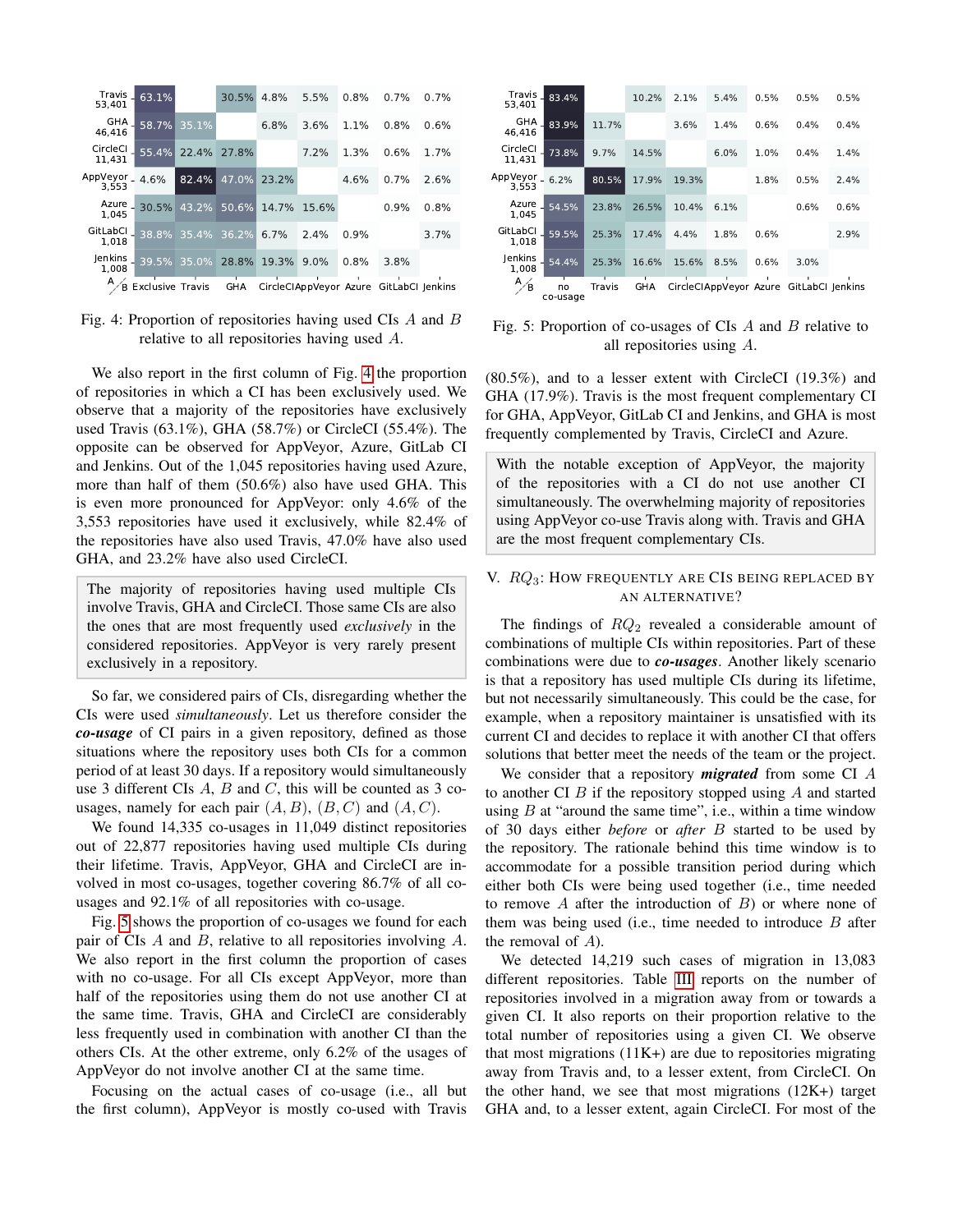| A \ B | Exclusive | Travis | GHA | CircleCI | AppVeyor | Azure | GitLabCI | Jenkins |
|---|---|---|---|---|---|---|---|---|
| Travis 53,401 | 63.1% | | 30.5% | 4.8% | 5.5% | 0.8% | 0.7% | 0.7% |
| GHA 46,416 | 58.7% | 35.1% | | 6.8% | 3.6% | 1.1% | 0.8% | 0.6% |
| CircleCI 11,431 | 55.4% | 22.4% | 27.8% | | 7.2% | 1.3% | 0.6% | 1.7% |
| AppVeyor 3,553 | 4.6% | 82.4% | 47.0% | 23.2% | | 4.6% | 0.7% | 2.6% |
| Azure 1,045 | 30.5% | 43.2% | 50.6% | 14.7% | 15.6% | | 0.9% | 0.8% |
| GitLabCI 1,018 | 38.8% | 35.4% | 36.2% | 6.7% | 2.4% | 0.9% | | 3.7% |
| Jenkins 1,008 | 39.5% | 35.0% | 28.8% | 19.3% | 9.0% | 0.8% | 3.8% | |

Fig. 4: Proportion of repositories having used CIs $A$ and $B$ relative to all repositories having used $A$.

We also report in the first column of Fig. 4 the proportion of repositories in which a CI has been exclusively used. We observe that a majority of the repositories have exclusively used Travis (63.1%), GHA (58.7%) or CircleCI (55.4%). The opposite can be observed for AppVeyor, Azure, GitLab CI and Jenkins. Out of the 1,045 repositories having used Azure, more than half of them (50.6%) also have used GHA. This is even more pronounced for AppVeyor: only 4.6% of the 3,553 repositories have used it exclusively, while 82.4% of the repositories have also used Travis, 47.0% have also used GHA, and 23.2% have also used CircleCI.

> The majority of repositories having used multiple CIs involve Travis, GHA and CircleCI. Those same CIs are also the ones that are most frequently used *exclusively* in the considered repositories. AppVeyor is very rarely present exclusively in a repository.

So far, we considered pairs of CIs, disregarding whether the CIs were used *simultaneously*. Let us therefore consider the ***co-usage*** of CI pairs in a given repository, defined as those situations where the repository uses both CIs for a common period of at least 30 days. If a repository would simultaneously use 3 different CIs $A$, $B$ and $C$, this will be counted as 3 co-usages, namely for each pair $(A, B)$, $(B, C)$ and $(A, C)$.

We found 14,335 co-usages in 11,049 distinct repositories out of 22,877 repositories having used multiple CIs during their lifetime. Travis, AppVeyor, GHA and CircleCI are involved in most co-usages, together covering 86.7% of all co-usages and 92.1% of all repositories with co-usage.

Fig. 5 shows the proportion of co-usages we found for each pair of CIs $A$ and $B$, relative to all repositories involving $A$. We also report in the first column the proportion of cases with no co-usage. For all CIs except AppVeyor, more than half of the repositories using them do not use another CI at the same time. Travis, GHA and CircleCI are considerably less frequently used in combination with another CI than the others CIs. At the other extreme, only 6.2% of the usages of AppVeyor do not involve another CI at the same time.

Focusing on the actual cases of co-usage (i.e., all but the first column), AppVeyor is mostly co-used with Travis

| A \ B | no co-usage | Travis | GHA | CircleCI | AppVeyor | Azure | GitLabCI | Jenkins |
|---|---|---|---|---|---|---|---|---|
| Travis 53,401 | 83.4% | | 10.2% | 2.1% | 5.4% | 0.5% | 0.5% | 0.5% |
| GHA 46,416 | 83.9% | 11.7% | | 3.6% | 1.4% | 0.6% | 0.4% | 0.4% |
| CircleCI 11,431 | 73.8% | 9.7% | 14.5% | | 6.0% | 1.0% | 0.4% | 1.4% |
| AppVeyor 3,553 | 6.2% | 80.5% | 17.9% | 19.3% | | 1.8% | 0.5% | 2.4% |
| Azure 1,045 | 54.5% | 23.8% | 26.5% | 10.4% | 6.1% | | 0.6% | 0.6% |
| GitLabCI 1,018 | 59.5% | 25.3% | 17.4% | 4.4% | 1.8% | 0.6% | | 2.9% |
| Jenkins 1,008 | 54.4% | 25.3% | 16.6% | 15.6% | 8.5% | 0.6% | 3.0% | |

Fig. 5: Proportion of co-usages of CIs $A$ and $B$ relative to all repositories using $A$.

(80.5%), and to a lesser extent with CircleCI (19.3%) and GHA (17.9%). Travis is the most frequent complementary CI for GHA, AppVeyor, GitLab CI and Jenkins, and GHA is most frequently complemented by Travis, CircleCI and Azure.

> With the notable exception of AppVeyor, the majority of the repositories with a CI do not use another CI simultaneously. The overwhelming majority of repositories using AppVeyor co-use Travis along with. Travis and GHA are the most frequent complementary CIs.

## V. $RQ_3$: How frequently are CIs being replaced by an alternative?

The findings of $RQ_2$ revealed a considerable amount of combinations of multiple CIs within repositories. Part of these combinations were due to ***co-usages***. Another likely scenario is that a repository has used multiple CIs during its lifetime, but not necessarily simultaneously. This could be the case, for example, when a repository maintainer is unsatisfied with its current CI and decides to replace it with another CI that offers solutions that better meet the needs of the team or the project.

We consider that a repository ***migrated*** from some CI $A$ to another CI $B$ if the repository stopped using $A$ and started using $B$ at "around the same time", i.e., within a time window of 30 days either *before* or *after* $B$ started to be used by the repository. The rationale behind this time window is to accommodate for a possible transition period during which either both CIs were being used together (i.e., time needed to remove $A$ after the introduction of $B$) or where none of them was being used (i.e., time needed to introduce $B$ after the removal of $A$).

We detected 14,219 such cases of migration in 13,083 different repositories. Table III reports on the number of repositories involved in a migration away from or towards a given CI. It also reports on their proportion relative to the total number of repositories using a given CI. We observe that most migrations (11K+) are due to repositories migrating away from Travis and, to a lesser extent, from CircleCI. On the other hand, we see that most migrations (12K+) target GHA and, to a lesser extent, again CircleCI. For most of the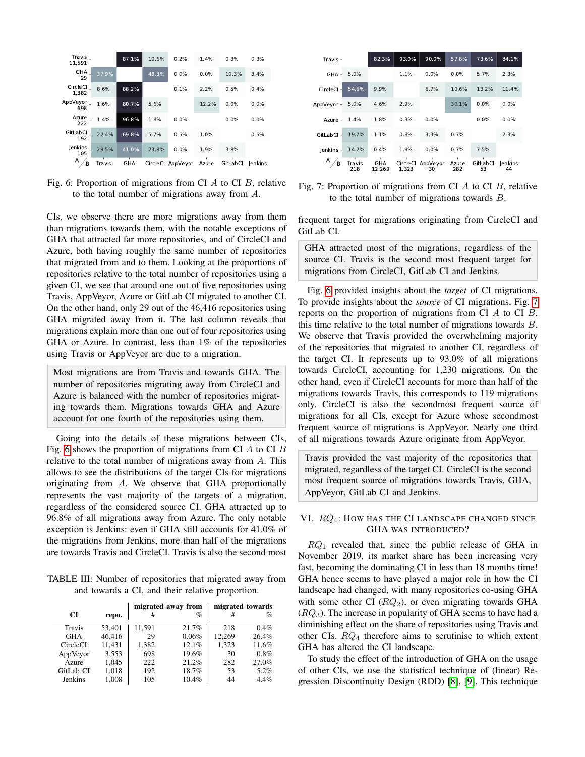| A \ B | Travis | GHA | CircleCI | AppVeyor | Azure | GitLabCI | Jenkins |
|---|---|---|---|---|---|---|---|
| Travis 11,591 | | 87.1% | 10.6% | 0.2% | 1.4% | 0.3% | 0.3% |
| GHA 29 | 37.9% | | 48.3% | 0.0% | 0.0% | 10.3% | 3.4% |
| CircleCI 1,382 | 8.6% | 88.2% | | 0.1% | 2.2% | 0.5% | 0.4% |
| AppVeyor 698 | 1.6% | 80.7% | 5.6% | | 12.2% | 0.0% | 0.0% |
| Azure 222 | 1.4% | 96.8% | 1.8% | 0.0% | | 0.0% | 0.0% |
| GitLabCI 192 | 22.4% | 69.8% | 5.7% | 0.5% | 1.0% | | 0.5% |
| Jenkins 105 | 29.5% | 41.0% | 23.8% | 0.0% | 1.9% | 3.8% | |

Fig. 6: Proportion of migrations from CI $A$ to CI $B$, relative to the total number of migrations away from $A$.

CIs, we observe there are more migrations away from them than migrations towards them, with the notable exceptions of GHA that attracted far more repositories, and of CircleCI and Azure, both having roughly the same number of repositories that migrated from and to them. Looking at the proportions of repositories relative to the total number of repositories using a given CI, we see that around one out of five repositories using Travis, AppVeyor, Azure or GitLab CI migrated to another CI. On the other hand, only 29 out of the 46,416 repositories using GHA migrated away from it. The last column reveals that migrations explain more than one out of four repositories using GHA or Azure. In contrast, less than 1% of the repositories using Travis or AppVeyor are due to a migration.

> Most migrations are from Travis and towards GHA. The number of repositories migrating away from CircleCI and Azure is balanced with the number of repositories migrating towards them. Migrations towards GHA and Azure account for one fourth of the repositories using them.

Going into the details of these migrations between CIs, Fig. 6 shows the proportion of migrations from CI $A$ to CI $B$ relative to the total number of migrations away from $A$. This allows to see the distributions of the target CIs for migrations originating from $A$. We observe that GHA proportionally represents the vast majority of the targets of a migration, regardless of the considered source CI. GHA attracted up to 96.8% of all migrations away from Azure. The only notable exception is Jenkins: even if GHA still accounts for 41.0% of the migrations from Jenkins, more than half of the migrations are towards Travis and CircleCI. Travis is also the second most frequent target for migrations originating from CircleCI and GitLab CI.

TABLE III: Number of repositories that migrated away from and towards a CI, and their relative proportion.

| CI | repo. | migrated away from | | migrated towards | |
|---|---|---|---|---|---|
| | | # | % | # | % |
| Travis | 53,401 | 11,591 | 21.7% | 218 | 0.4% |
| GHA | 46,416 | 29 | 0.06% | 12,269 | 26.4% |
| CircleCI | 11,431 | 1,382 | 12.1% | 1,323 | 11.6% |
| AppVeyor | 3,553 | 698 | 19.6% | 30 | 0.8% |
| Azure | 1,045 | 222 | 21.2% | 282 | 27.0% |
| GitLab CI | 1,018 | 192 | 18.7% | 53 | 5.2% |
| Jenkins | 1,008 | 105 | 10.4% | 44 | 4.4% |

| A \ B | Travis 218 | GHA 12,269 | CircleCI 1,323 | AppVeyor 30 | Azure 282 | GitLabCI 53 | Jenkins 44 |
|---|---|---|---|---|---|---|---|
| Travis | | 82.3% | 93.0% | 90.0% | 57.8% | 73.6% | 84.1% |
| GHA | 5.0% | | 1.1% | 0.0% | 0.0% | 5.7% | 2.3% |
| CircleCI | 54.6% | 9.9% | | 6.7% | 10.6% | 13.2% | 11.4% |
| AppVeyor | 5.0% | 4.6% | 2.9% | | 30.1% | 0.0% | 0.0% |
| Azure | 1.4% | 1.8% | 0.3% | 0.0% | | 0.0% | 0.0% |
| GitLabCI | 19.7% | 1.1% | 0.8% | 3.3% | 0.7% | | 2.3% |
| Jenkins | 14.2% | 0.4% | 1.9% | 0.0% | 0.7% | 7.5% | |

Fig. 7: Proportion of migrations from CI $A$ to CI $B$, relative to the total number of migrations towards $B$.

> GHA attracted most of the migrations, regardless of the source CI. Travis is the second most frequent target for migrations from CircleCI, GitLab CI and Jenkins.

Fig. 6 provided insights about the *target* of CI migrations. To provide insights about the *source* of CI migrations, Fig. 7 reports on the proportion of migrations from CI $A$ to CI $B$, this time relative to the total number of migrations towards $B$. We observe that Travis provided the overwhelming majority of the repositories that migrated to another CI, regardless of the target CI. It represents up to 93.0% of all migrations towards CircleCI, accounting for 1,230 migrations. On the other hand, even if CircleCI accounts for more than half of the migrations towards Travis, this corresponds to 119 migrations only. CircleCI is also the secondmost frequent source of migrations for all CIs, except for Azure whose secondmost frequent source of migrations is AppVeyor. Nearly one third of all migrations towards Azure originate from AppVeyor.

> Travis provided the vast majority of the repositories that migrated, regardless of the target CI. CircleCI is the second most frequent source of migrations towards Travis, GHA, AppVeyor, GitLab CI and Jenkins.

## VI. $RQ_4$: How has the CI landscape changed since GHA was introduced?

$RQ_1$ revealed that, since the public release of GHA in November 2019, its market share has been increasing very fast, becoming the dominating CI in less than 18 months time! GHA hence seems to have played a major role in how the CI landscape had changed, with many repositories co-using GHA with some other CI ($RQ_2$), or even migrating towards GHA ($RQ_3$). The increase in popularity of GHA seems to have had a diminishing effect on the share of repositories using Travis and other CIs. $RQ_4$ therefore aims to scrutinise to which extent GHA has altered the CI landscape.

To study the effect of the introduction of GHA on the usage of other CIs, we use the statistical technique of (linear) Regression Discontinuity Design (RDD) [8], [9]. This technique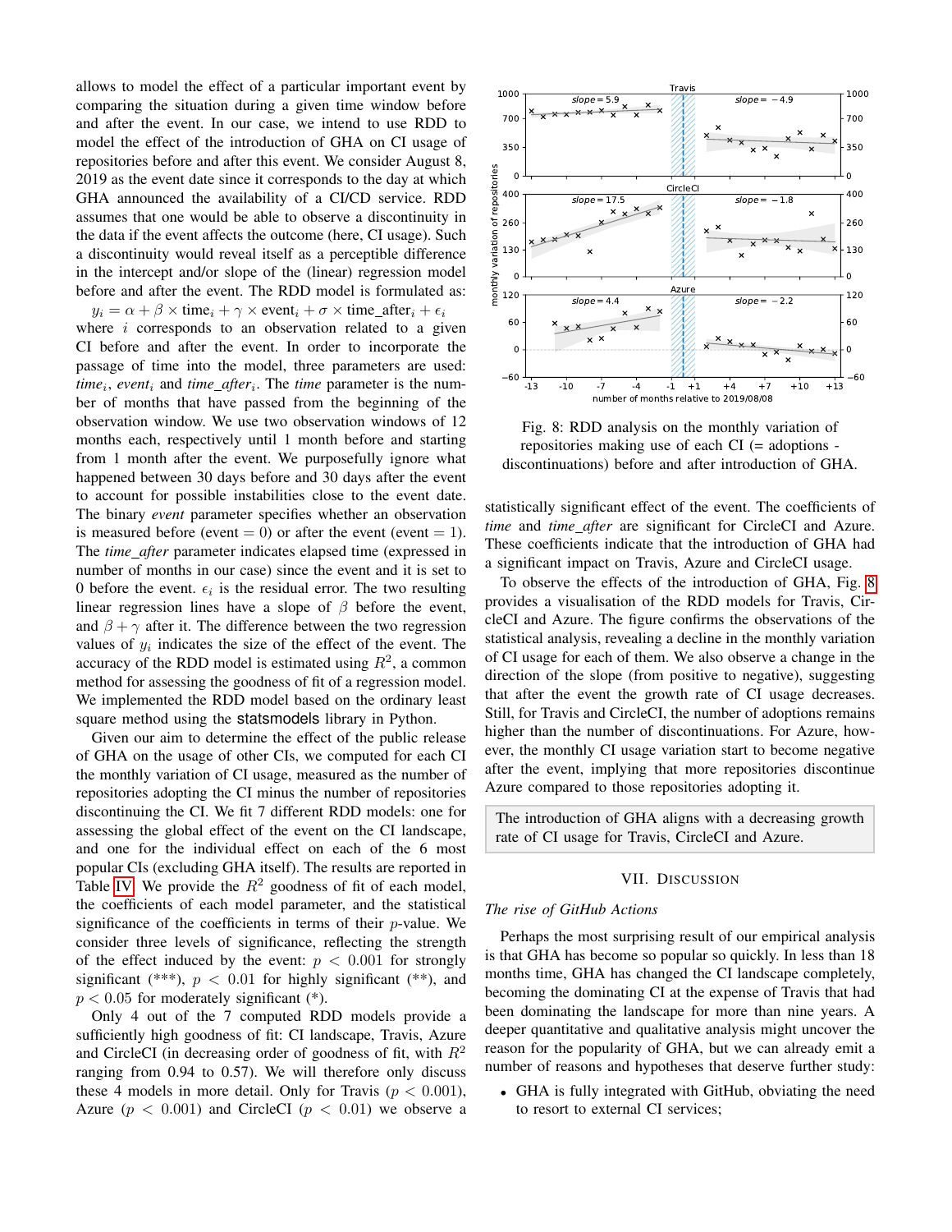allows to model the effect of a particular important event by comparing the situation during a given time window before and after the event. In our case, we intend to use RDD to model the effect of the introduction of GHA on CI usage of repositories before and after this event. We consider August 8, 2019 as the event date since it corresponds to the day at which GHA announced the availability of a CI/CD service. RDD assumes that one would be able to observe a discontinuity in the data if the event affects the outcome (here, CI usage). Such a discontinuity would reveal itself as a perceptible difference in the intercept and/or slope of the (linear) regression model before and after the event. The RDD model is formulated as:

$$y_i = \alpha + \beta \times \text{time}_i + \gamma \times \text{event}_i + \sigma \times \text{time\_after}_i + \epsilon_i$$

where $i$ corresponds to an observation related to a given CI before and after the event. In order to incorporate the passage of time into the model, three parameters are used: $time_i$, $event_i$ and $time\_after_i$. The *time* parameter is the number of months that have passed from the beginning of the observation window. We use two observation windows of 12 months each, respectively until 1 month before and starting from 1 month after the event. We purposefully ignore what happened between 30 days before and 30 days after the event to account for possible instabilities close to the event date. The binary *event* parameter specifies whether an observation is measured before (event = 0) or after the event (event = 1). The *time_after* parameter indicates elapsed time (expressed in number of months in our case) since the event and it is set to 0 before the event. $\epsilon_i$ is the residual error. The two resulting linear regression lines have a slope of $\beta$ before the event, and $\beta + \gamma$ after it. The difference between the two regression values of $y_i$ indicates the size of the effect of the event. The accuracy of the RDD model is estimated using $R^2$, a common method for assessing the goodness of fit of a regression model. We implemented the RDD model based on the ordinary least square method using the statsmodels library in Python.

Given our aim to determine the effect of the public release of GHA on the usage of other CIs, we computed for each CI the monthly variation of CI usage, measured as the number of repositories adopting the CI minus the number of repositories discontinuing the CI. We fit 7 different RDD models: one for assessing the global effect of the event on the CI landscape, and one for the individual effect on each of the 6 most popular CIs (excluding GHA itself). The results are reported in Table IV. We provide the $R^2$ goodness of fit of each model, the coefficients of each model parameter, and the statistical significance of the coefficients in terms of their $p$-value. We consider three levels of significance, reflecting the strength of the effect induced by the event: $p < 0.001$ for strongly significant (***), $p < 0.01$ for highly significant (**), and $p < 0.05$ for moderately significant (*).

Only 4 out of the 7 computed RDD models provide a sufficiently high goodness of fit: CI landscape, Travis, Azure and CircleCI (in decreasing order of goodness of fit, with $R^2$ ranging from 0.94 to 0.57). We will therefore only discuss these 4 models in more detail. Only for Travis ($p < 0.001$), Azure ($p < 0.001$) and CircleCI ($p < 0.01$) we observe a statistically significant effect of the event. The coefficients of *time* and *time_after* are significant for CircleCI and Azure. These coefficients indicate that the introduction of GHA had a significant impact on Travis, Azure and CircleCI usage.

Fig. 8: RDD analysis on the monthly variation of repositories making use of each CI (= adoptions - discontinuations) before and after introduction of GHA.

To observe the effects of the introduction of GHA, Fig. 8 provides a visualisation of the RDD models for Travis, CircleCI and Azure. The figure confirms the observations of the statistical analysis, revealing a decline in the monthly variation of CI usage for each of them. We also observe a change in the direction of the slope (from positive to negative), suggesting that after the event the growth rate of CI usage decreases. Still, for Travis and CircleCI, the number of adoptions remains higher than the number of discontinuations. For Azure, however, the monthly CI usage variation start to become negative after the event, implying that more repositories discontinue Azure compared to those repositories adopting it.

> The introduction of GHA aligns with a decreasing growth rate of CI usage for Travis, CircleCI and Azure.

## VII. Discussion

### *The rise of GitHub Actions*

Perhaps the most surprising result of our empirical analysis is that GHA has become so popular so quickly. In less than 18 months time, GHA has changed the CI landscape completely, becoming the dominating CI at the expense of Travis that had been dominating the landscape for more than nine years. A deeper quantitative and qualitative analysis might uncover the reason for the popularity of GHA, but we can already emit a number of reasons and hypotheses that deserve further study:

- GHA is fully integrated with GitHub, obviating the need to resort to external CI services;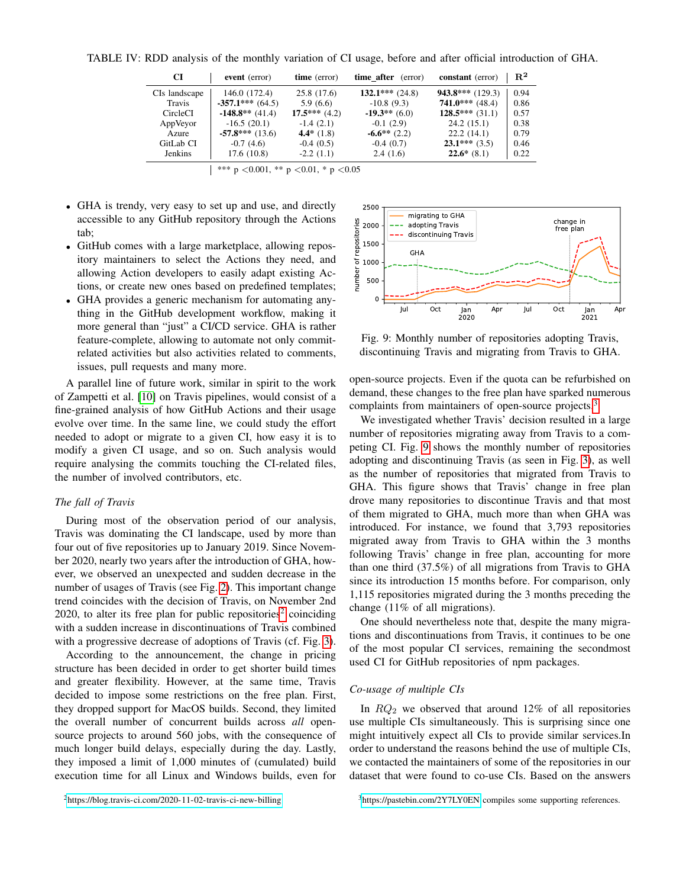TABLE IV: RDD analysis of the monthly variation of CI usage, before and after official introduction of GHA.

| CI | event (error) | time (error) | time_after (error) | constant (error) | $R^2$ |
|---|---|---|---|---|---|
| CIs landscape | 146.0 (172.4) | 25.8 (17.6) | **132.1*** ** (24.8) | **943.8*** ** (129.3) | 0.94 |
| Travis | **-357.1*** ** (64.5) | 5.9 (6.6) | -10.8 (9.3) | **741.0*** ** (48.4) | 0.86 |
| CircleCI | **-148.8** ** (41.4) | **17.5*** ** (4.2) | **-19.3** ** (6.0) | **128.5*** ** (31.1) | 0.57 |
| AppVeyor | -16.5 (20.1) | -1.4 (2.1) | -0.1 (2.9) | 24.2 (15.1) | 0.38 |
| Azure | **-57.8*** ** (13.6) | **4.4* ** (1.8) | **-6.6** ** (2.2) | 22.2 (14.1) | 0.79 |
| GitLab CI | -0.7 (4.6) | -0.4 (0.5) | -0.4 (0.7) | **23.1*** ** (3.5) | 0.46 |
| Jenkins | 17.6 (10.8) | -2.2 (1.1) | 2.4 (1.6) | **22.6* ** (8.1) | 0.22 |

*** p <0.001, ** p <0.01, * p <0.05

- GHA is trendy, very easy to set up and use, and directly accessible to any GitHub repository through the Actions tab;
- GitHub comes with a large marketplace, allowing repository maintainers to select the Actions they need, and allowing Action developers to easily adapt existing Actions, or create new ones based on predefined templates;
- GHA provides a generic mechanism for automating anything in the GitHub development workflow, making it more general than "just" a CI/CD service. GHA is rather feature-complete, allowing to automate not only commit-related activities but also activities related to comments, issues, pull requests and many more.

A parallel line of future work, similar in spirit to the work of Zampetti et al. [10] on Travis pipelines, would consist of a fine-grained analysis of how GitHub Actions and their usage evolve over time. In the same line, we could study the effort needed to adopt or migrate to a given CI, how easy it is to modify a given CI usage, and so on. Such analysis would require analysing the commits touching the CI-related files, the number of involved contributors, etc.

### *The fall of Travis*

During most of the observation period of our analysis, Travis was dominating the CI landscape, used by more than four out of five repositories up to January 2019. Since November 2020, nearly two years after the introduction of GHA, however, we observed an unexpected and sudden decrease in the number of usages of Travis (see Fig. 2). This important change trend coincides with the decision of Travis, on November 2nd 2020, to alter its free plan for public repositories[2] coinciding with a sudden increase in discontinuations of Travis combined with a progressive decrease of adoptions of Travis (cf. Fig. 3).

According to the announcement, the change in pricing structure has been decided in order to get shorter build times and greater flexibility. However, at the same time, Travis decided to impose some restrictions on the free plan. First, they dropped support for MacOS builds. Second, they limited the overall number of concurrent builds across *all* open-source projects to around 560 jobs, with the consequence of much longer build delays, especially during the day. Lastly, they imposed a limit of 1,000 minutes of (cumulated) build execution time for all Linux and Windows builds, even for open-source projects. Even if the quota can be refurbished on demand, these changes to the free plan have sparked numerous complaints from maintainers of open-source projects.[3]

Fig. 9: Monthly number of repositories adopting Travis, discontinuing Travis and migrating from Travis to GHA.

We investigated whether Travis' decision resulted in a large number of repositories migrating away from Travis to a competing CI. Fig. 9 shows the monthly number of repositories adopting and discontinuing Travis (as seen in Fig. 3), as well as the number of repositories that migrated from Travis to GHA. This figure shows that Travis' change in free plan drove many repositories to discontinue Travis and that most of them migrated to GHA, much more than when GHA was introduced. For instance, we found that 3,793 repositories migrated away from Travis to GHA within the 3 months following Travis' change in free plan, accounting for more than one third (37.5%) of all migrations from Travis to GHA since its introduction 15 months before. For comparison, only 1,115 repositories migrated during the 3 months preceding the change (11% of all migrations).

One should nevertheless note that, despite the many migrations and discontinuations from Travis, it continues to be one of the most popular CI services, remaining the secondmost used CI for GitHub repositories of npm packages.

### *Co-usage of multiple CIs*

In $RQ_2$ we observed that around 12% of all repositories use multiple CIs simultaneously. This is surprising since one might intuitively expect all CIs to provide similar services.In order to understand the reasons behind the use of multiple CIs, we contacted the maintainers of some of the repositories in our dataset that were found to co-use CIs. Based on the answers

[2] https://blog.travis-ci.com/2020-11-02-travis-ci-new-billing

[3] https://pastebin.com/2Y7LY0EN compiles some supporting references.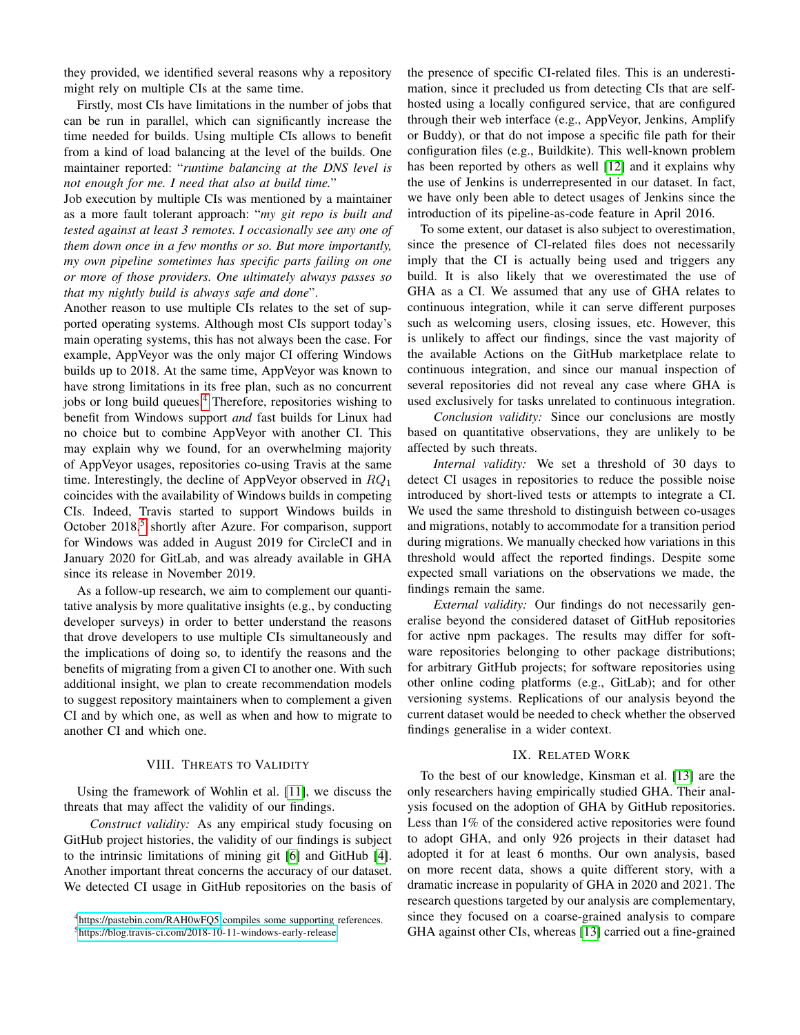they provided, we identified several reasons why a repository might rely on multiple CIs at the same time.

Firstly, most CIs have limitations in the number of jobs that can be run in parallel, which can significantly increase the time needed for builds. Using multiple CIs allows to benefit from a kind of load balancing at the level of the builds. One maintainer reported: "*runtime balancing at the DNS level is not enough for me. I need that also at build time.*"

Job execution by multiple CIs was mentioned by a maintainer as a more fault tolerant approach: "*my git repo is built and tested against at least 3 remotes. I occasionally see any one of them down once in a few months or so. But more importantly, my own pipeline sometimes has specific parts failing on one or more of those providers. One ultimately always passes so that my nightly build is always safe and done*".

Another reason to use multiple CIs relates to the set of supported operating systems. Although most CIs support today's main operating systems, this has not always been the case. For example, AppVeyor was the only major CI offering Windows builds up to 2018. At the same time, AppVeyor was known to have strong limitations in its free plan, such as no concurrent jobs or long build queues.[4] Therefore, repositories wishing to benefit from Windows support *and* fast builds for Linux had no choice but to combine AppVeyor with another CI. This may explain why we found, for an overwhelming majority of AppVeyor usages, repositories co-using Travis at the same time. Interestingly, the decline of AppVeyor observed in $RQ_1$ coincides with the availability of Windows builds in competing CIs. Indeed, Travis started to support Windows builds in October 2018,[5] shortly after Azure. For comparison, support for Windows was added in August 2019 for CircleCI and in January 2020 for GitLab, and was already available in GHA since its release in November 2019.

As a follow-up research, we aim to complement our quantitative analysis by more qualitative insights (e.g., by conducting developer surveys) in order to better understand the reasons that drove developers to use multiple CIs simultaneously and the implications of doing so, to identify the reasons and the benefits of migrating from a given CI to another one. With such additional insight, we plan to create recommendation models to suggest repository maintainers when to complement a given CI and by which one, as well as when and how to migrate to another CI and which one.

## VIII. Threats to Validity

Using the framework of Wohlin et al. [11], we discuss the threats that may affect the validity of our findings.

*Construct validity:* As any empirical study focusing on GitHub project histories, the validity of our findings is subject to the intrinsic limitations of mining git [6] and GitHub [4]. Another important threat concerns the accuracy of our dataset. We detected CI usage in GitHub repositories on the basis of the presence of specific CI-related files. This is an underestimation, since it precluded us from detecting CIs that are self-hosted using a locally configured service, that are configured through their web interface (e.g., AppVeyor, Jenkins, Amplify or Buddy), or that do not impose a specific file path for their configuration files (e.g., Buildkite). This well-known problem has been reported by others as well [12] and it explains why the use of Jenkins is underrepresented in our dataset. In fact, we have only been able to detect usages of Jenkins since the introduction of its pipeline-as-code feature in April 2016.

To some extent, our dataset is also subject to overestimation, since the presence of CI-related files does not necessarily imply that the CI is actually being used and triggers any build. It is also likely that we overestimated the use of GHA as a CI. We assumed that any use of GHA relates to continuous integration, while it can serve different purposes such as welcoming users, closing issues, etc. However, this is unlikely to affect our findings, since the vast majority of the available Actions on the GitHub marketplace relate to continuous integration, and since our manual inspection of several repositories did not reveal any case where GHA is used exclusively for tasks unrelated to continuous integration.

*Conclusion validity:* Since our conclusions are mostly based on quantitative observations, they are unlikely to be affected by such threats.

*Internal validity:* We set a threshold of 30 days to detect CI usages in repositories to reduce the possible noise introduced by short-lived tests or attempts to integrate a CI. We used the same threshold to distinguish between co-usages and migrations, notably to accommodate for a transition period during migrations. We manually checked how variations in this threshold would affect the reported findings. Despite some expected small variations on the observations we made, the findings remain the same.

*External validity:* Our findings do not necessarily generalise beyond the considered dataset of GitHub repositories for active npm packages. The results may differ for software repositories belonging to other package distributions; for arbitrary GitHub projects; for software repositories using other online coding platforms (e.g., GitLab); and for other versioning systems. Replications of our analysis beyond the current dataset would be needed to check whether the observed findings generalise in a wider context.

## IX. Related Work

To the best of our knowledge, Kinsman et al. [13] are the only researchers having empirically studied GHA. Their analysis focused on the adoption of GHA by GitHub repositories. Less than 1% of the considered active repositories were found to adopt GHA, and only 926 projects in their dataset had adopted it for at least 6 months. Our own analysis, based on more recent data, shows a quite different story, with a dramatic increase in popularity of GHA in 2020 and 2021. The research questions targeted by our analysis are complementary, since they focused on a coarse-grained analysis to compare GHA against other CIs, whereas [13] carried out a fine-grained

[4] https://pastebin.com/RAH0wFQ5 compiles some supporting references.

[5] https://blog.travis-ci.com/2018-10-11-windows-early-release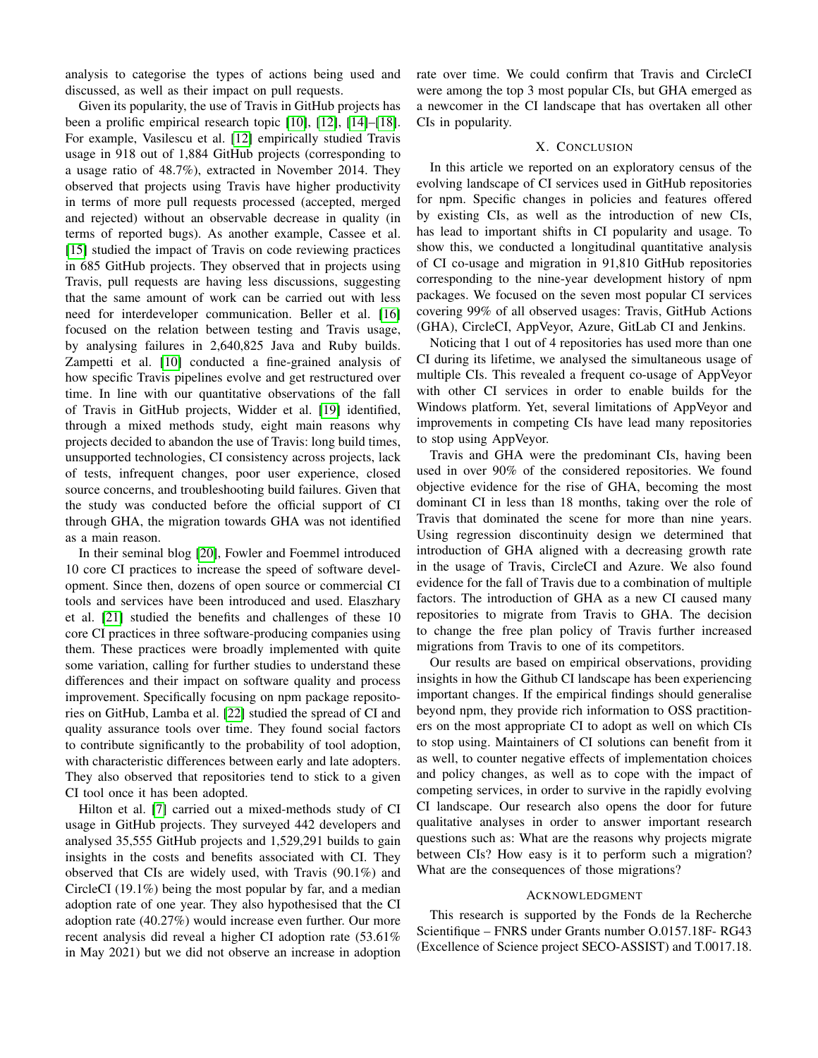analysis to categorise the types of actions being used and discussed, as well as their impact on pull requests.

Given its popularity, the use of Travis in GitHub projects has been a prolific empirical research topic [10], [12], [14]–[18]. For example, Vasilescu et al. [12] empirically studied Travis usage in 918 out of 1,884 GitHub projects (corresponding to a usage ratio of 48.7%), extracted in November 2014. They observed that projects using Travis have higher productivity in terms of more pull requests processed (accepted, merged and rejected) without an observable decrease in quality (in terms of reported bugs). As another example, Cassee et al. [15] studied the impact of Travis on code reviewing practices in 685 GitHub projects. They observed that in projects using Travis, pull requests are having less discussions, suggesting that the same amount of work can be carried out with less need for interdeveloper communication. Beller et al. [16] focused on the relation between testing and Travis usage, by analysing failures in 2,640,825 Java and Ruby builds. Zampetti et al. [10] conducted a fine-grained analysis of how specific Travis pipelines evolve and get restructured over time. In line with our quantitative observations of the fall of Travis in GitHub projects, Widder et al. [19] identified, through a mixed methods study, eight main reasons why projects decided to abandon the use of Travis: long build times, unsupported technologies, CI consistency across projects, lack of tests, infrequent changes, poor user experience, closed source concerns, and troubleshooting build failures. Given that the study was conducted before the official support of CI through GHA, the migration towards GHA was not identified as a main reason.

In their seminal blog [20], Fowler and Foemmel introduced 10 core CI practices to increase the speed of software development. Since then, dozens of open source or commercial CI tools and services have been introduced and used. Elazhary et al. [21] studied the benefits and challenges of these 10 core CI practices in three software-producing companies using them. These practices were broadly implemented with quite some variation, calling for further studies to understand these differences and their impact on software quality and process improvement. Specifically focusing on npm package repositories on GitHub, Lamba et al. [22] studied the spread of CI and quality assurance tools over time. They found social factors to contribute significantly to the probability of tool adoption, with characteristic differences between early and late adopters. They also observed that repositories tend to stick to a given CI tool once it has been adopted.

Hilton et al. [7] carried out a mixed-methods study of CI usage in GitHub projects. They surveyed 442 developers and analysed 35,555 GitHub projects and 1,529,291 builds to gain insights in the costs and benefits associated with CI. They observed that CIs are widely used, with Travis (90.1%) and CircleCI (19.1%) being the most popular by far, and a median adoption rate of one year. They also hypothesised that the CI adoption rate (40.27%) would increase even further. Our more recent analysis did reveal a higher CI adoption rate (53.61% in May 2021) but we did not observe an increase in adoption rate over time. We could confirm that Travis and CircleCI were among the top 3 most popular CIs, but GHA emerged as a newcomer in the CI landscape that has overtaken all other CIs in popularity.

## X. Conclusion

In this article we reported on an exploratory census of the evolving landscape of CI services used in GitHub repositories for npm. Specific changes in policies and features offered by existing CIs, as well as the introduction of new CIs, has lead to important shifts in CI popularity and usage. To show this, we conducted a longitudinal quantitative analysis of CI co-usage and migration in 91,810 GitHub repositories corresponding to the nine-year development history of npm packages. We focused on the seven most popular CI services covering 99% of all observed usages: Travis, GitHub Actions (GHA), CircleCI, AppVeyor, Azure, GitLab CI and Jenkins.

Noticing that 1 out of 4 repositories has used more than one CI during its lifetime, we analysed the simultaneous usage of multiple CIs. This revealed a frequent co-usage of AppVeyor with other CI services in order to enable builds for the Windows platform. Yet, several limitations of AppVeyor and improvements in competing CIs have lead many repositories to stop using AppVeyor.

Travis and GHA were the predominant CIs, having been used in over 90% of the considered repositories. We found objective evidence for the rise of GHA, becoming the most dominant CI in less than 18 months, taking over the role of Travis that dominated the scene for more than nine years. Using regression discontinuity design we determined that introduction of GHA aligned with a decreasing growth rate in the usage of Travis, CircleCI and Azure. We also found evidence for the fall of Travis due to a combination of multiple factors. The introduction of GHA as a new CI caused many repositories to migrate from Travis to GHA. The decision to change the free plan policy of Travis further increased migrations from Travis to one of its competitors.

Our results are based on empirical observations, providing insights in how the Github CI landscape has been experiencing important changes. If the empirical findings should generalise beyond npm, they provide rich information to OSS practitioners on the most appropriate CI to adopt as well on which CIs to stop using. Maintainers of CI solutions can benefit from it as well, to counter negative effects of implementation choices and policy changes, as well as to cope with the impact of competing services, in order to survive in the rapidly evolving CI landscape. Our research also opens the door for future qualitative analyses in order to answer important research questions such as: What are the reasons why projects migrate between CIs? How easy is it to perform such a migration? What are the consequences of those migrations?

## Acknowledgment

This research is supported by the Fonds de la Recherche Scientifique – FNRS under Grants number O.0157.18F- RG43 (Excellence of Science project SECO-ASSIST) and T.0017.18.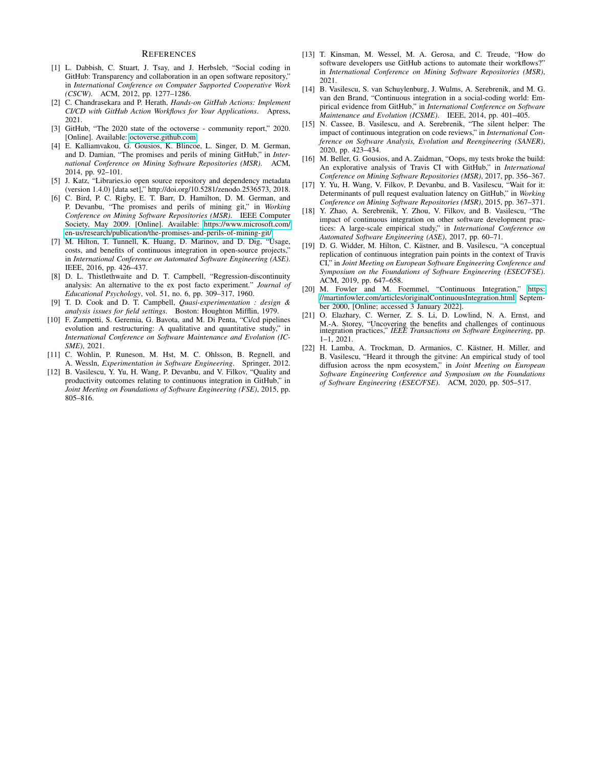# References

[1] L. Dabbish, C. Stuart, J. Tsay, and J. Herbsleb, "Social coding in GitHub: Transparency and collaboration in an open software repository," in *International Conference on Computer Supported Cooperative Work (CSCW)*. ACM, 2012, pp. 1277–1286.

[2] C. Chandrasekara and P. Herath, *Hands-on GitHub Actions: Implement CI/CD with GitHub Action Workflows for Your Applications*. Apress, 2021.

[3] GitHub, "The 2020 state of the octoverse - community report," 2020. [Online]. Available: octoverse.github.com

[4] E. Kalliamvakou, G. Gousios, K. Blincoe, L. Singer, D. M. German, and D. Damian, "The promises and perils of mining GitHub," in *International Conference on Mining Software Repositories (MSR)*. ACM, 2014, pp. 92–101.

[5] J. Katz, "Libraries.io open source repository and dependency metadata (version 1.4.0) [data set]," http://doi.org/10.5281/zenodo.2536573, 2018.

[6] C. Bird, P. C. Rigby, E. T. Barr, D. Hamilton, D. M. German, and P. Devanbu, "The promises and perils of mining git," in *Working Conference on Mining Software Repositories (MSR)*. IEEE Computer Society, May 2009. [Online]. Available: https://www.microsoft.com/en-us/research/publication/the-promises-and-perils-of-mining-git/

[7] M. Hilton, T. Tunnell, K. Huang, D. Marinov, and D. Dig, "Usage, costs, and benefits of continuous integration in open-source projects," in *International Conference on Automated Software Engineering (ASE)*. IEEE, 2016, pp. 426–437.

[8] D. L. Thistlethwaite and D. T. Campbell, "Regression-discontinuity analysis: An alternative to the ex post facto experiment." *Journal of Educational Psychology*, vol. 51, no. 6, pp. 309–317, 1960.

[9] T. D. Cook and D. T. Campbell, *Quasi-experimentation : design & analysis issues for field settings*. Boston: Houghton Mifflin, 1979.

[10] F. Zampetti, S. Geremia, G. Bavota, and M. Di Penta, "Ci/cd pipelines evolution and restructuring: A qualitative and quantitative study," in *International Conference on Software Maintenance and Evolution (ICSME)*, 2021.

[11] C. Wohlin, P. Runeson, M. Hst, M. C. Ohlsson, B. Regnell, and A. Wessln, *Experimentation in Software Engineering*. Springer, 2012.

[12] B. Vasilescu, Y. Yu, H. Wang, P. Devanbu, and V. Filkov, "Quality and productivity outcomes relating to continuous integration in GitHub," in *Joint Meeting on Foundations of Software Engineering (FSE)*, 2015, pp. 805–816.

[13] T. Kinsman, M. Wessel, M. A. Gerosa, and C. Treude, "How do software developers use GitHub actions to automate their workflows?" in *International Conference on Mining Software Repositories (MSR)*, 2021.

[14] B. Vasilescu, S. van Schuylenburg, J. Wulms, A. Serebrenik, and M. G. van den Brand, "Continuous integration in a social-coding world: Empirical evidence from GitHub," in *International Conference on Software Maintenance and Evolution (ICSME)*. IEEE, 2014, pp. 401–405.

[15] N. Cassee, B. Vasilescu, and A. Serebrenik, "The silent helper: The impact of continuous integration on code reviews," in *International Conference on Software Analysis, Evolution and Reengineering (SANER)*, 2020, pp. 423–434.

[16] M. Beller, G. Gousios, and A. Zaidman, "Oops, my tests broke the build: An explorative analysis of Travis CI with GitHub," in *International Conference on Mining Software Repositories (MSR)*, 2017, pp. 356–367.

[17] Y. Yu, H. Wang, V. Filkov, P. Devanbu, and B. Vasilescu, "Wait for it: Determinants of pull request evaluation latency on GitHub," in *Working Conference on Mining Software Repositories (MSR)*, 2015, pp. 367–371.

[18] Y. Zhao, A. Serebrenik, Y. Zhou, V. Filkov, and B. Vasilescu, "The impact of continuous integration on other software development practices: A large-scale empirical study," in *International Conference on Automated Software Engineering (ASE)*, 2017, pp. 60–71.

[19] D. G. Widder, M. Hilton, C. Kästner, and B. Vasilescu, "A conceptual replication of continuous integration pain points in the context of Travis CI," in *Joint Meeting on European Software Engineering Conference and Symposium on the Foundations of Software Engineering (ESEC/FSE)*. ACM, 2019, pp. 647–658.

[20] M. Fowler and M. Foemmel, "Continuous Integration," https://martinfowler.com/articles/originalContinuousIntegration.html, September 2000, [Online; accessed 3 January 2022].

[21] O. Elazhary, C. Werner, Z. S. Li, D. Lowlind, N. A. Ernst, and M.-A. Storey, "Uncovering the benefits and challenges of continuous integration practices," *IEEE Transactions on Software Engineering*, pp. 1–1, 2021.

[22] H. Lamba, A. Trockman, D. Armanios, C. Kästner, H. Miller, and B. Vasilescu, "Heard it through the gitvine: An empirical study of tool diffusion across the npm ecosystem," in *Joint Meeting on European Software Engineering Conference and Symposium on the Foundations of Software Engineering (ESEC/FSE)*. ACM, 2020, pp. 505–517.